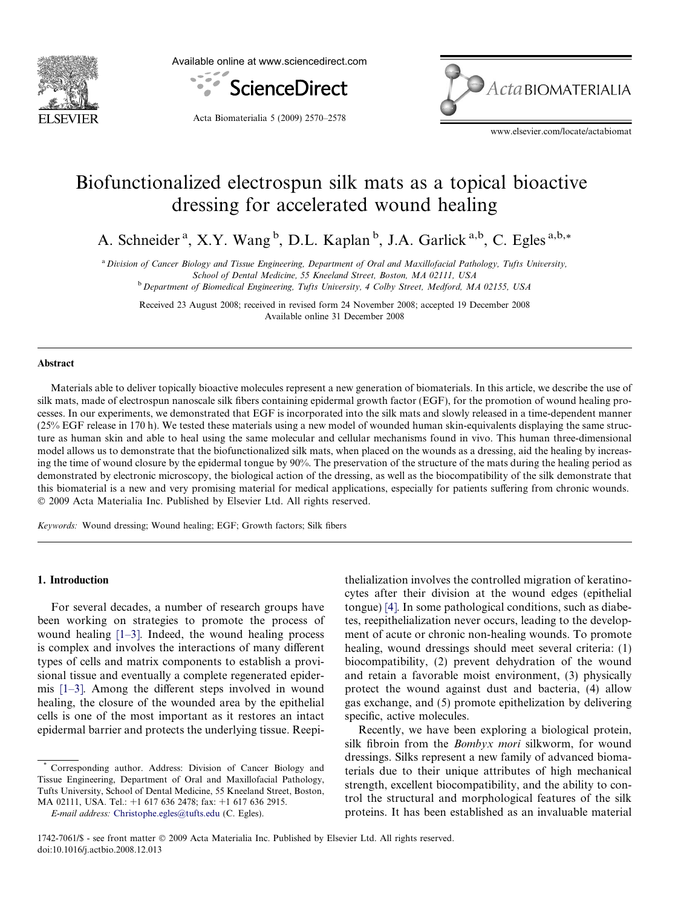# Biofunctionalized electrospun silk mats as a topical bioactive dressing for accelerated wound healing

A. Schneider [a], X.Y. Wang [b], D.L. Kaplan [b], J.A. Garlick [a,b], C. Egles [a,b,*]

[a] Division of Cancer Biology and Tissue Engineering, Department of Oral and Maxillofacial Pathology, Tufts University, School of Dental Medicine, 55 Kneeland Street, Boston, MA 02111, USA

[b] Department of Biomedical Engineering, Tufts University, 4 Colby Street, Medford, MA 02155, USA

Received 23 August 2008; received in revised form 24 November 2008; accepted 19 December 2008
Available online 31 December 2008

## Abstract

Materials able to deliver topically bioactive molecules represent a new generation of biomaterials. In this article, we describe the use of silk mats, made of electrospun nanoscale silk fibers containing epidermal growth factor (EGF), for the promotion of wound healing processes. In our experiments, we demonstrated that EGF is incorporated into the silk mats and slowly released in a time-dependent manner (25% EGF release in 170 h). We tested these materials using a new model of wounded human skin-equivalents displaying the same structure as human skin and able to heal using the same molecular and cellular mechanisms found in vivo. This human three-dimensional model allows us to demonstrate that the biofunctionalized silk mats, when placed on the wounds as a dressing, aid the healing by increasing the time of wound closure by the epidermal tongue by 90%. The preservation of the structure of the mats during the healing period as demonstrated by electronic microscopy, the biological action of the dressing, as well as the biocompatibility of the silk demonstrate that this biomaterial is a new and very promising material for medical applications, especially for patients suffering from chronic wounds.
© 2009 Acta Materialia Inc. Published by Elsevier Ltd. All rights reserved.

*Keywords:* Wound dressing; Wound healing; EGF; Growth factors; Silk fibers

## 1. Introduction

For several decades, a number of research groups have been working on strategies to promote the process of wound healing [1–3]. Indeed, the wound healing process is complex and involves the interactions of many different types of cells and matrix components to establish a provisional tissue and eventually a complete regenerated epidermis [1–3]. Among the different steps involved in wound healing, the closure of the wounded area by the epithelial cells is one of the most important as it restores an intact epidermal barrier and protects the underlying tissue. Reepithelialization involves the controlled migration of keratinocytes after their division at the wound edges (epithelial tongue) [4]. In some pathological conditions, such as diabetes, reepithelialization never occurs, leading to the development of acute or chronic non-healing wounds. To promote healing, wound dressings should meet several criteria: (1) biocompatibility, (2) prevent dehydration of the wound and retain a favorable moist environment, (3) physically protect the wound against dust and bacteria, (4) allow gas exchange, and (5) promote epithelization by delivering specific, active molecules.

Recently, we have been exploring a biological protein, silk fibroin from the *Bombyx mori* silkworm, for wound dressings. Silks represent a new family of advanced biomaterials due to their unique attributes of high mechanical strength, excellent biocompatibility, and the ability to control the structural and morphological features of the silk proteins. It has been established as an invaluable material

* Corresponding author. Address: Division of Cancer Biology and Tissue Engineering, Department of Oral and Maxillofacial Pathology, Tufts University, School of Dental Medicine, 55 Kneeland Street, Boston, MA 02111, USA. Tel.: +1 617 636 2478; fax: +1 617 636 2915.
*E-mail address:* Christophe.egles@tufts.edu (C. Egles).

1742-7061/$ - see front matter © 2009 Acta Materialia Inc. Published by Elsevier Ltd. All rights reserved.
doi:10.1016/j.actbio.2008.12.013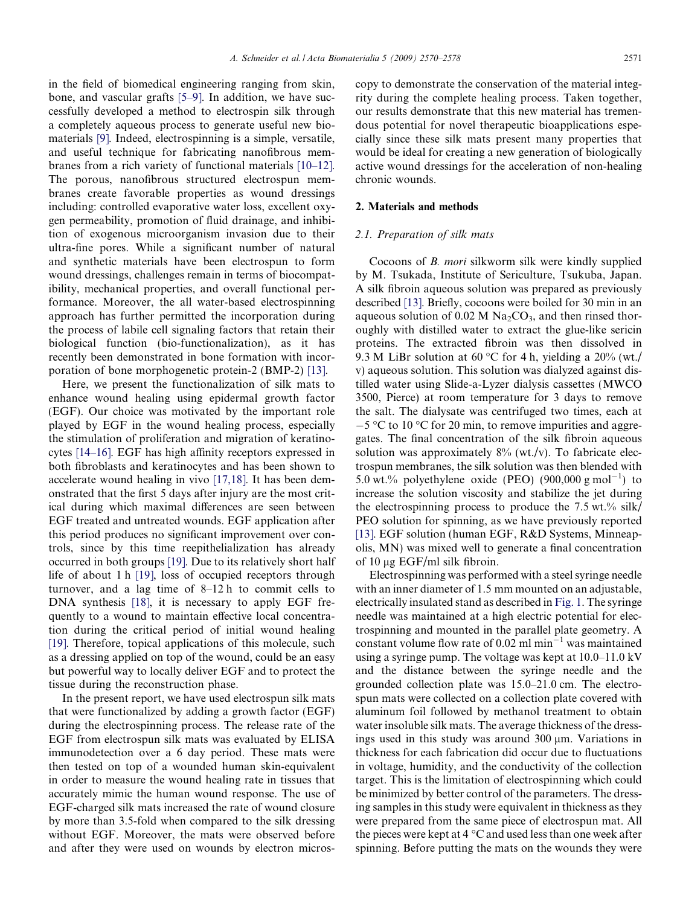in the field of biomedical engineering ranging from skin, bone, and vascular grafts [5–9]. In addition, we have successfully developed a method to electrospin silk through a completely aqueous process to generate useful new biomaterials [9]. Indeed, electrospinning is a simple, versatile, and useful technique for fabricating nanofibrous membranes from a rich variety of functional materials [10–12]. The porous, nanofibrous structured electrospun membranes create favorable properties as wound dressings including: controlled evaporative water loss, excellent oxygen permeability, promotion of fluid drainage, and inhibition of exogenous microorganism invasion due to their ultra-fine pores. While a significant number of natural and synthetic materials have been electrospun to form wound dressings, challenges remain in terms of biocompatibility, mechanical properties, and overall functional performance. Moreover, the all water-based electrospinning approach has further permitted the incorporation during the process of labile cell signaling factors that retain their biological function (bio-functionalization), as it has recently been demonstrated in bone formation with incorporation of bone morphogenetic protein-2 (BMP-2) [13].

Here, we present the functionalization of silk mats to enhance wound healing using epidermal growth factor (EGF). Our choice was motivated by the important role played by EGF in the wound healing process, especially the stimulation of proliferation and migration of keratinocytes [14–16]. EGF has high affinity receptors expressed in both fibroblasts and keratinocytes and has been shown to accelerate wound healing in vivo [17,18]. It has been demonstrated that the first 5 days after injury are the most critical during which maximal differences are seen between EGF treated and untreated wounds. EGF application after this period produces no significant improvement over controls, since by this time reepithelialization has already occurred in both groups [19]. Due to its relatively short half life of about 1 h [19], loss of occupied receptors through turnover, and a lag time of 8–12 h to commit cells to DNA synthesis [18], it is necessary to apply EGF frequently to a wound to maintain effective local concentration during the critical period of initial wound healing [19]. Therefore, topical applications of this molecule, such as a dressing applied on top of the wound, could be an easy but powerful way to locally deliver EGF and to protect the tissue during the reconstruction phase.

In the present report, we have used electrospun silk mats that were functionalized by adding a growth factor (EGF) during the electrospinning process. The release rate of the EGF from electrospun silk mats was evaluated by ELISA immunodetection over a 6 day period. These mats were then tested on top of a wounded human skin-equivalent in order to measure the wound healing rate in tissues that accurately mimic the human wound response. The use of EGF-charged silk mats increased the rate of wound closure by more than 3.5-fold when compared to the silk dressing without EGF. Moreover, the mats were observed before and after they were used on wounds by electron microscopy to demonstrate the conservation of the material integrity during the complete healing process. Taken together, our results demonstrate that this new material has tremendous potential for novel therapeutic bioapplications especially since these silk mats present many properties that would be ideal for creating a new generation of biologically active wound dressings for the acceleration of non-healing chronic wounds.

## 2. Materials and methods

### 2.1. Preparation of silk mats

Cocoons of *B. mori* silkworm silk were kindly supplied by M. Tsukada, Institute of Sericulture, Tsukuba, Japan. A silk fibroin aqueous solution was prepared as previously described [13]. Briefly, cocoons were boiled for 30 min in an aqueous solution of 0.02 M $Na_2CO_3$, and then rinsed thoroughly with distilled water to extract the glue-like sericin proteins. The extracted fibroin was then dissolved in 9.3 M LiBr solution at 60 °C for 4 h, yielding a 20% (wt./v) aqueous solution. This solution was dialyzed against distilled water using Slide-a-Lyzer dialysis cassettes (MWCO 3500, Pierce) at room temperature for 3 days to remove the salt. The dialysate was centrifuged two times, each at −5 °C to 10 °C for 20 min, to remove impurities and aggregates. The final concentration of the silk fibroin aqueous solution was approximately 8% (wt./v). To fabricate electrospun membranes, the silk solution was then blended with 5.0 wt.% polyethylene oxide (PEO) (900,000 g $mol^{-1}$) to increase the solution viscosity and stabilize the jet during the electrospinning process to produce the 7.5 wt.% silk/PEO solution for spinning, as we have previously reported [13]. EGF solution (human EGF, R&D Systems, Minneapolis, MN) was mixed well to generate a final concentration of 10 μg EGF/ml silk fibroin.

Electrospinning was performed with a steel syringe needle with an inner diameter of 1.5 mm mounted on an adjustable, electrically insulated stand as described in Fig. 1. The syringe needle was maintained at a high electric potential for electrospinning and mounted in the parallel plate geometry. A constant volume flow rate of 0.02 ml $min^{-1}$ was maintained using a syringe pump. The voltage was kept at 10.0–11.0 kV and the distance between the syringe needle and the grounded collection plate was 15.0–21.0 cm. The electrospun mats were collected on a collection plate covered with aluminum foil followed by methanol treatment to obtain water insoluble silk mats. The average thickness of the dressings used in this study was around 300 μm. Variations in thickness for each fabrication did occur due to fluctuations in voltage, humidity, and the conductivity of the collection target. This is the limitation of electrospinning which could be minimized by better control of the parameters. The dressing samples in this study were equivalent in thickness as they were prepared from the same piece of electrospun mat. All the pieces were kept at 4 °C and used less than one week after spinning. Before putting the mats on the wounds they were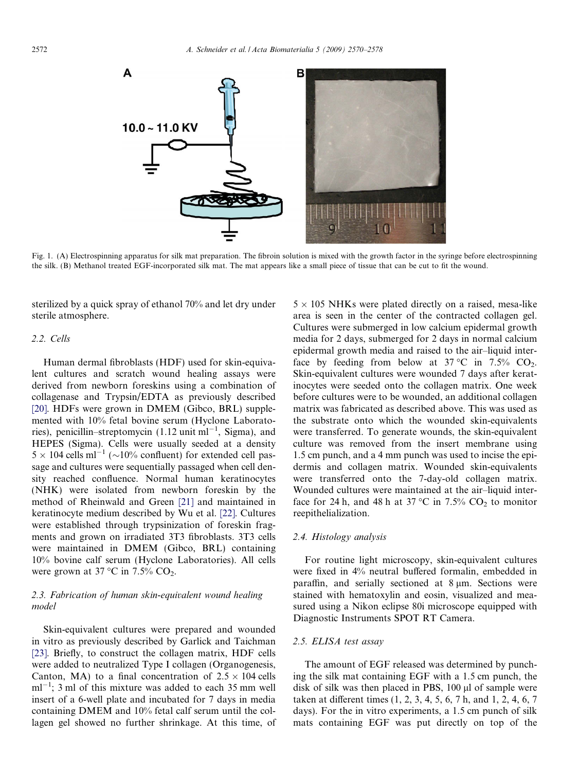Fig. 1. (A) Electrospinning apparatus for silk mat preparation. The fibroin solution is mixed with the growth factor in the syringe before electrospinning the silk. (B) Methanol treated EGF-incorporated silk mat. The mat appears like a small piece of tissue that can be cut to fit the wound.

sterilized by a quick spray of ethanol 70% and let dry under sterile atmosphere.

### 2.2. Cells

Human dermal fibroblasts (HDF) used for skin-equivalent cultures and scratch wound healing assays were derived from newborn foreskins using a combination of collagenase and Trypsin/EDTA as previously described [20]. HDFs were grown in DMEM (Gibco, BRL) supplemented with 10% fetal bovine serum (Hyclone Laboratories), penicillin–streptomycin (1.12 unit $ml^{-1}$, Sigma), and HEPES (Sigma). Cells were usually seeded at a density $5 \times 104$ cells $ml^{-1}$ (∼10% confluent) for extended cell passage and cultures were sequentially passaged when cell density reached confluence. Normal human keratinocytes (NHK) were isolated from newborn foreskin by the method of Rheinwald and Green [21] and maintained in keratinocyte medium described by Wu et al. [22]. Cultures were established through trypsinization of foreskin fragments and grown on irradiated 3T3 fibroblasts. 3T3 cells were maintained in DMEM (Gibco, BRL) containing 10% bovine calf serum (Hyclone Laboratories). All cells were grown at 37 °C in 7.5% $CO_2$.

### 2.3. Fabrication of human skin-equivalent wound healing model

Skin-equivalent cultures were prepared and wounded in vitro as previously described by Garlick and Taichman [23]. Briefly, to construct the collagen matrix, HDF cells were added to neutralized Type I collagen (Organogenesis, Canton, MA) to a final concentration of $2.5 \times 104$ cells $ml^{-1}$; 3 ml of this mixture was added to each 35 mm well insert of a 6-well plate and incubated for 7 days in media containing DMEM and 10% fetal calf serum until the collagen gel showed no further shrinkage. At this time, of $5 \times 105$ NHKs were plated directly on a raised, mesa-like area is seen in the center of the contracted collagen gel. Cultures were submerged in low calcium epidermal growth media for 2 days, submerged for 2 days in normal calcium epidermal growth media and raised to the air–liquid interface by feeding from below at 37 °C in 7.5% $CO_2$. Skin-equivalent cultures were wounded 7 days after keratinocytes were seeded onto the collagen matrix. One week before cultures were to be wounded, an additional collagen matrix was fabricated as described above. This was used as the substrate onto which the wounded skin-equivalents were transferred. To generate wounds, the skin-equivalent culture was removed from the insert membrane using 1.5 cm punch, and a 4 mm punch was used to incise the epidermis and collagen matrix. Wounded skin-equivalents were transferred onto the 7-day-old collagen matrix. Wounded cultures were maintained at the air–liquid interface for 24 h, and 48 h at 37 °C in 7.5% $CO_2$ to monitor reepithelialization.

### 2.4. Histology analysis

For routine light microscopy, skin-equivalent cultures were fixed in 4% neutral buffered formalin, embedded in paraffin, and serially sectioned at 8 μm. Sections were stained with hematoxylin and eosin, visualized and measured using a Nikon eclipse 80i microscope equipped with Diagnostic Instruments SPOT RT Camera.

### 2.5. ELISA test assay

The amount of EGF released was determined by punching the silk mat containing EGF with a 1.5 cm punch, the disk of silk was then placed in PBS, 100 μl of sample were taken at different times (1, 2, 3, 4, 5, 6, 7 h, and 1, 2, 4, 6, 7 days). For the in vitro experiments, a 1.5 cm punch of silk mats containing EGF was put directly on top of the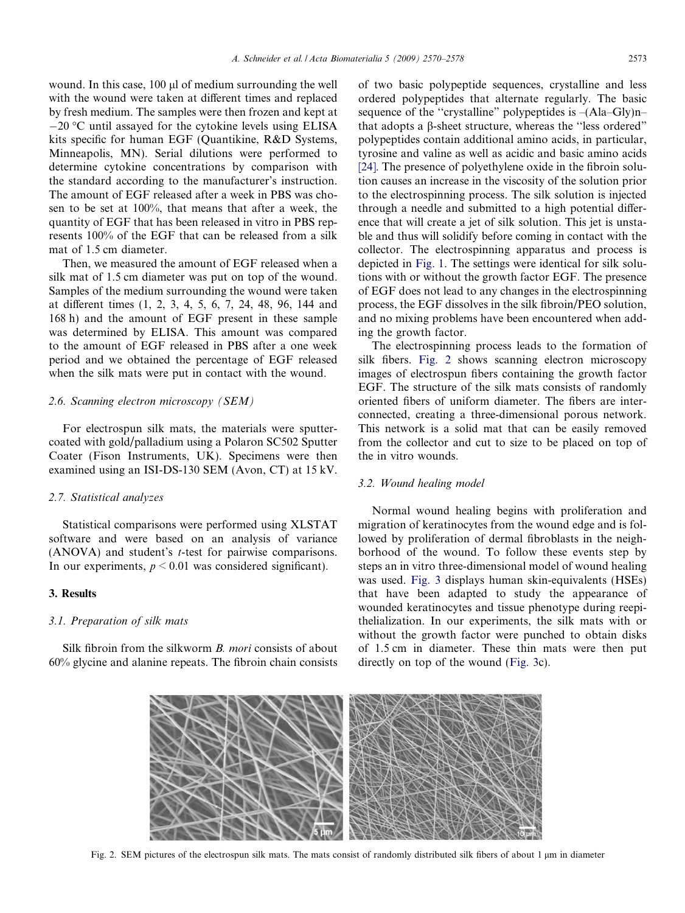wound. In this case, 100 μl of medium surrounding the well with the wound were taken at different times and replaced by fresh medium. The samples were then frozen and kept at −20 °C until assayed for the cytokine levels using ELISA kits specific for human EGF (Quantikine, R&D Systems, Minneapolis, MN). Serial dilutions were performed to determine cytokine concentrations by comparison with the standard according to the manufacturer's instruction. The amount of EGF released after a week in PBS was chosen to be set at 100%, that means that after a week, the quantity of EGF that has been released in vitro in PBS represents 100% of the EGF that can be released from a silk mat of 1.5 cm diameter.

Then, we measured the amount of EGF released when a silk mat of 1.5 cm diameter was put on top of the wound. Samples of the medium surrounding the wound were taken at different times (1, 2, 3, 4, 5, 6, 7, 24, 48, 96, 144 and 168 h) and the amount of EGF present in these sample was determined by ELISA. This amount was compared to the amount of EGF released in PBS after a one week period and we obtained the percentage of EGF released when the silk mats were put in contact with the wound.

### 2.6. Scanning electron microscopy (SEM)

For electrospun silk mats, the materials were sputter-coated with gold/palladium using a Polaron SC502 Sputter Coater (Fison Instruments, UK). Specimens were then examined using an ISI-DS-130 SEM (Avon, CT) at 15 kV.

### 2.7. Statistical analyzes

Statistical comparisons were performed using XLSTAT software and were based on an analysis of variance (ANOVA) and student's *t*-test for pairwise comparisons. In our experiments, $p < 0.01$ was considered significant).

## 3. Results

### 3.1. Preparation of silk mats

Silk fibroin from the silkworm *B. mori* consists of about 60% glycine and alanine repeats. The fibroin chain consists of two basic polypeptide sequences, crystalline and less ordered polypeptides that alternate regularly. The basic sequence of the "crystalline" polypeptides is –(Ala–Gly)n– that adopts a β-sheet structure, whereas the "less ordered" polypeptides contain additional amino acids, in particular, tyrosine and valine as well as acidic and basic amino acids [24]. The presence of polyethylene oxide in the fibroin solution causes an increase in the viscosity of the solution prior to the electrospinning process. The silk solution is injected through a needle and submitted to a high potential difference that will create a jet of silk solution. This jet is unstable and thus will solidify before coming in contact with the collector. The electrospinning apparatus and process is depicted in Fig. 1. The settings were identical for silk solutions with or without the growth factor EGF. The presence of EGF does not lead to any changes in the electrospinning process, the EGF dissolves in the silk fibroin/PEO solution, and no mixing problems have been encountered when adding the growth factor.

The electrospinning process leads to the formation of silk fibers. Fig. 2 shows scanning electron microscopy images of electrospun fibers containing the growth factor EGF. The structure of the silk mats consists of randomly oriented fibers of uniform diameter. The fibers are interconnected, creating a three-dimensional porous network. This network is a solid mat that can be easily removed from the collector and cut to size to be placed on top of the in vitro wounds.

### 3.2. Wound healing model

Normal wound healing begins with proliferation and migration of keratinocytes from the wound edge and is followed by proliferation of dermal fibroblasts in the neighborhood of the wound. To follow these events step by steps an in vitro three-dimensional model of wound healing was used. Fig. 3 displays human skin-equivalents (HSEs) that have been adapted to study the appearance of wounded keratinocytes and tissue phenotype during reepithelialization. In our experiments, the silk mats with or without the growth factor were punched to obtain disks of 1.5 cm in diameter. These thin mats were then put directly on top of the wound (Fig. 3c).

Fig. 2. SEM pictures of the electrospun silk mats. The mats consist of randomly distributed silk fibers of about 1 μm in diameter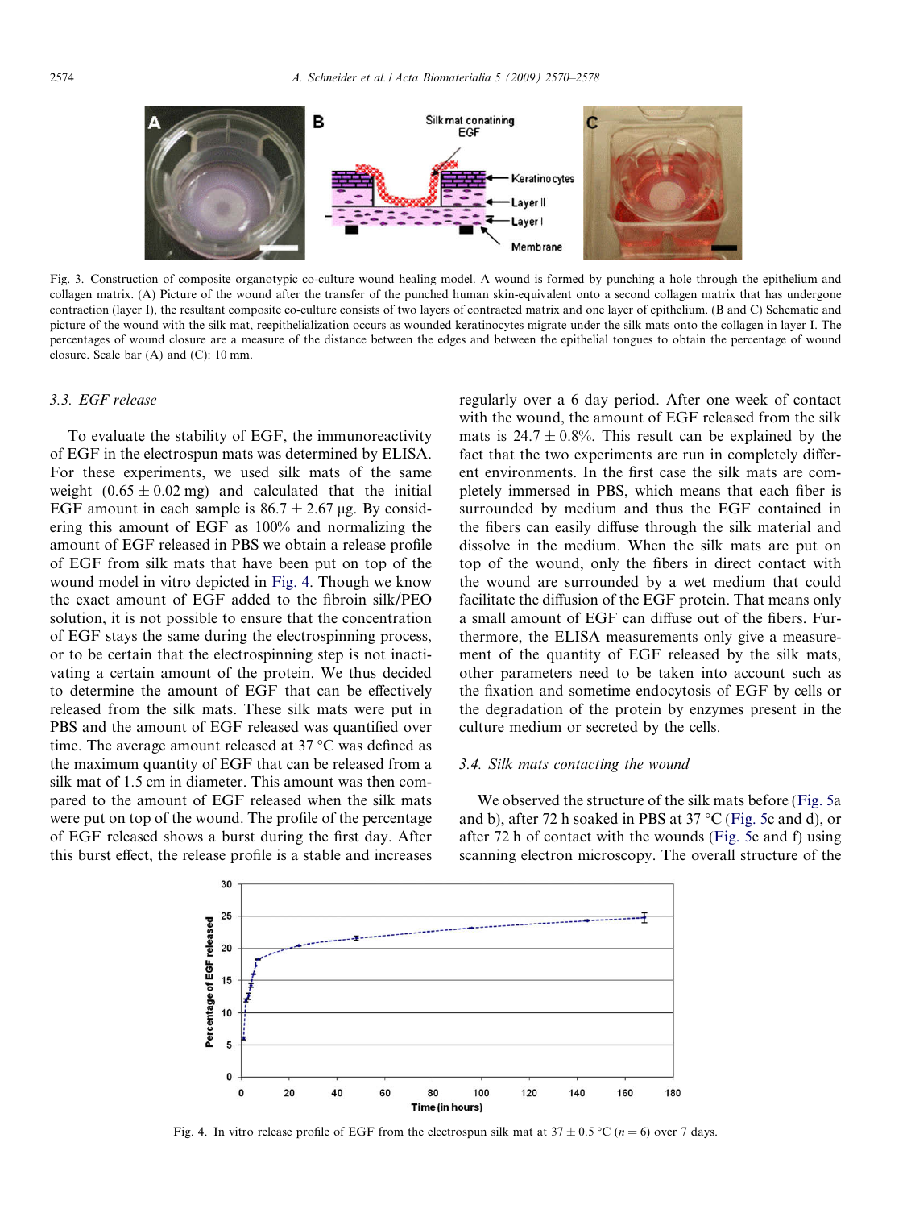A

B

Silk mat conatining EGF

Keratinocytes

Layer II

Layer I

Membrane

C

Fig. 3. Construction of composite organotypic co-culture wound healing model. A wound is formed by punching a hole through the epithelium and collagen matrix. (A) Picture of the wound after the transfer of the punched human skin-equivalent onto a second collagen matrix that has undergone contraction (layer I), the resultant composite co-culture consists of two layers of contracted matrix and one layer of epithelium. (B and C) Schematic and picture of the wound with the silk mat, reepithelialization occurs as wounded keratinocytes migrate under the silk mats onto the collagen in layer I. The percentages of wound closure are a measure of the distance between the edges and between the epithelial tongues to obtain the percentage of wound closure. Scale bar (A) and (C): 10 mm.

### 3.3. EGF release

To evaluate the stability of EGF, the immunoreactivity of EGF in the electrospun mats was determined by ELISA. For these experiments, we used silk mats of the same weight ($0.65 \pm 0.02$ mg) and calculated that the initial EGF amount in each sample is $86.7 \pm 2.67$ µg. By considering this amount of EGF as 100% and normalizing the amount of EGF released in PBS we obtain a release profile of EGF from silk mats that have been put on top of the wound model in vitro depicted in Fig. 4. Though we know the exact amount of EGF added to the fibroin silk/PEO solution, it is not possible to ensure that the concentration of EGF stays the same during the electrospinning process, or to be certain that the electrospinning step is not inactivating a certain amount of the protein. We thus decided to determine the amount of EGF that can be effectively released from the silk mats. These silk mats were put in PBS and the amount of EGF released was quantified over time. The average amount released at 37 °C was defined as the maximum quantity of EGF that can be released from a silk mat of 1.5 cm in diameter. This amount was then compared to the amount of EGF released when the silk mats were put on top of the wound. The profile of the percentage of EGF released shows a burst during the first day. After this burst effect, the release profile is a stable and increases regularly over a 6 day period. After one week of contact with the wound, the amount of EGF released from the silk mats is $24.7 \pm 0.8$%. This result can be explained by the fact that the two experiments are run in completely different environments. In the first case the silk mats are completely immersed in PBS, which means that each fiber is surrounded by medium and thus the EGF contained in the fibers can easily diffuse through the silk material and dissolve in the medium. When the silk mats are put on top of the wound, only the fibers in direct contact with the wound are surrounded by a wet medium that could facilitate the diffusion of the EGF protein. That means only a small amount of EGF can diffuse out of the fibers. Furthermore, the ELISA measurements only give a measurement of the quantity of EGF released by the silk mats, other parameters need to be taken into account such as the fixation and sometime endocytosis of EGF by cells or the degradation of the protein by enzymes present in the culture medium or secreted by the cells.

### 3.4. Silk mats contacting the wound

We observed the structure of the silk mats before (Fig. 5a and b), after 72 h soaked in PBS at 37 °C (Fig. 5c and d), or after 72 h of contact with the wounds (Fig. 5e and f) using scanning electron microscopy. The overall structure of the

Percentage of EGF released

0
5
10
15
20
25
30

Time (in hours)

0
20
40
60
80
100
120
140
160
180

Fig. 4. In vitro release profile of EGF from the electrospun silk mat at $37 \pm 0.5$ °C ($n = 6$) over 7 days.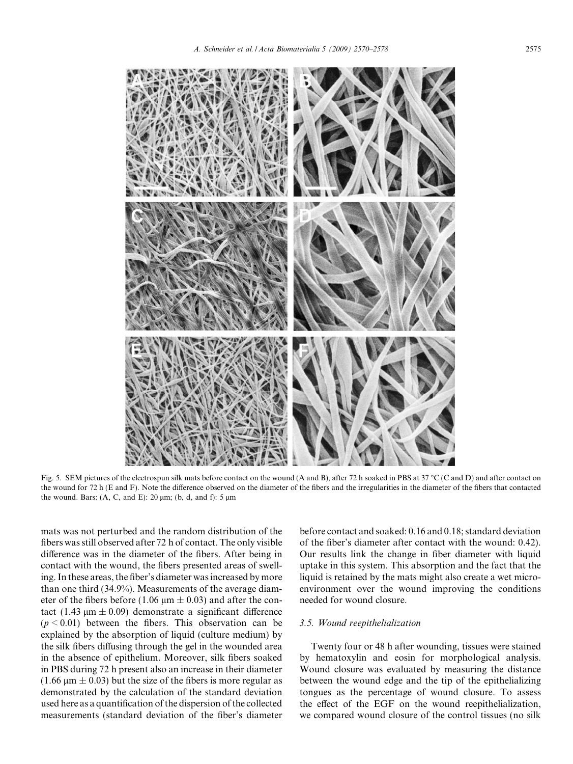Fig. 5. SEM pictures of the electrospun silk mats before contact on the wound (A and B), after 72 h soaked in PBS at 37 °C (C and D) and after contact on the wound for 72 h (E and F). Note the difference observed on the diameter of the fibers and the irregularities in the diameter of the fibers that contacted the wound. Bars: (A, C, and E): 20 μm; (b, d, and f): 5 μm

mats was not perturbed and the random distribution of the fibers was still observed after 72 h of contact. The only visible difference was in the diameter of the fibers. After being in contact with the wound, the fibers presented areas of swelling. In these areas, the fiber's diameter was increased by more than one third (34.9%). Measurements of the average diameter of the fibers before (1.06 μm ± 0.03) and after the contact (1.43 μm ± 0.09) demonstrate a significant difference ($p < 0.01$) between the fibers. This observation can be explained by the absorption of liquid (culture medium) by the silk fibers diffusing through the gel in the wounded area in the absence of epithelium. Moreover, silk fibers soaked in PBS during 72 h present also an increase in their diameter (1.66 μm ± 0.03) but the size of the fibers is more regular as demonstrated by the calculation of the standard deviation used here as a quantification of the dispersion of the collected measurements (standard deviation of the fiber's diameter before contact and soaked: 0.16 and 0.18; standard deviation of the fiber's diameter after contact with the wound: 0.42). Our results link the change in fiber diameter with liquid uptake in this system. This absorption and the fact that the liquid is retained by the mats might also create a wet micro-environment over the wound improving the conditions needed for wound closure.

### 3.5. Wound reepithelialization

Twenty four or 48 h after wounding, tissues were stained by hematoxylin and eosin for morphological analysis. Wound closure was evaluated by measuring the distance between the wound edge and the tip of the epithelializing tongues as the percentage of wound closure. To assess the effect of the EGF on the wound reepithelialization, we compared wound closure of the control tissues (no silk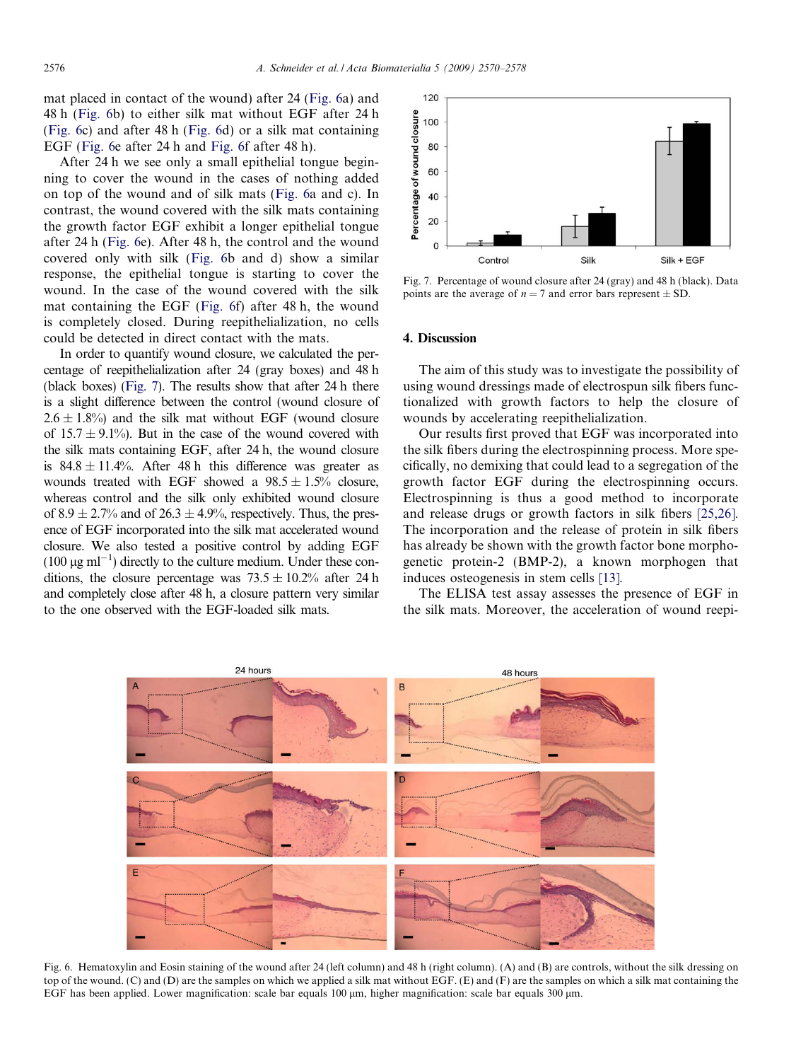mat placed in contact of the wound) after 24 (Fig. 6a) and 48 h (Fig. 6b) to either silk mat without EGF after 24 h (Fig. 6c) and after 48 h (Fig. 6d) or a silk mat containing EGF (Fig. 6e after 24 h and Fig. 6f after 48 h).

After 24 h we see only a small epithelial tongue beginning to cover the wound in the cases of nothing added on top of the wound and of silk mats (Fig. 6a and c). In contrast, the wound covered with the silk mats containing the growth factor EGF exhibit a longer epithelial tongue after 24 h (Fig. 6e). After 48 h, the control and the wound covered only with silk (Fig. 6b and d) show a similar response, the epithelial tongue is starting to cover the wound. In the case of the wound covered with the silk mat containing the EGF (Fig. 6f) after 48 h, the wound is completely closed. During reepithelialization, no cells could be detected in direct contact with the mats.

In order to quantify wound closure, we calculated the percentage of reepithelialization after 24 (gray boxes) and 48 h (black boxes) (Fig. 7). The results show that after 24 h there is a slight difference between the control (wound closure of $2.6 \pm 1.8\%$) and the silk mat without EGF (wound closure of $15.7 \pm 9.1\%$). But in the case of the wound covered with the silk mats containing EGF, after 24 h, the wound closure is $84.8 \pm 11.4\%$. After 48 h this difference was greater as wounds treated with EGF showed a $98.5 \pm 1.5\%$ closure, whereas control and the silk only exhibited wound closure of $8.9 \pm 2.7\%$ and of $26.3 \pm 4.9\%$, respectively. Thus, the presence of EGF incorporated into the silk mat accelerated wound closure. We also tested a positive control by adding EGF ($100\ \mu g\ ml^{-1}$) directly to the culture medium. Under these conditions, the closure percentage was $73.5 \pm 10.2\%$ after 24 h and completely close after 48 h, a closure pattern very similar to the one observed with the EGF-loaded silk mats.

Fig. 7. Percentage of wound closure after 24 (gray) and 48 h (black). Data points are the average of $n = 7$ and error bars represent $\pm$ SD.

## 4. Discussion

The aim of this study was to investigate the possibility of using wound dressings made of electrospun silk fibers functionalized with growth factors to help the closure of wounds by accelerating reepithelialization.

Our results first proved that EGF was incorporated into the silk fibers during the electrospinning process. More specifically, no demixing that could lead to a segregation of the growth factor EGF during the electrospinning occurs. Electrospinning is thus a good method to incorporate and release drugs or growth factors in silk fibers [25,26]. The incorporation and the release of protein in silk fibers has already be shown with the growth factor bone morphogenetic protein-2 (BMP-2), a known morphogen that induces osteogenesis in stem cells [13].

The ELISA test assay assesses the presence of EGF in the silk mats. Moreover, the acceleration of wound reepi-

Fig. 6. Hematoxylin and Eosin staining of the wound after 24 (left column) and 48 h (right column). (A) and (B) are controls, without the silk dressing on top of the wound. (C) and (D) are the samples on which we applied a silk mat without EGF. (E) and (F) are the samples on which a silk mat containing the EGF has been applied. Lower magnification: scale bar equals 100 μm, higher magnification: scale bar equals 300 μm.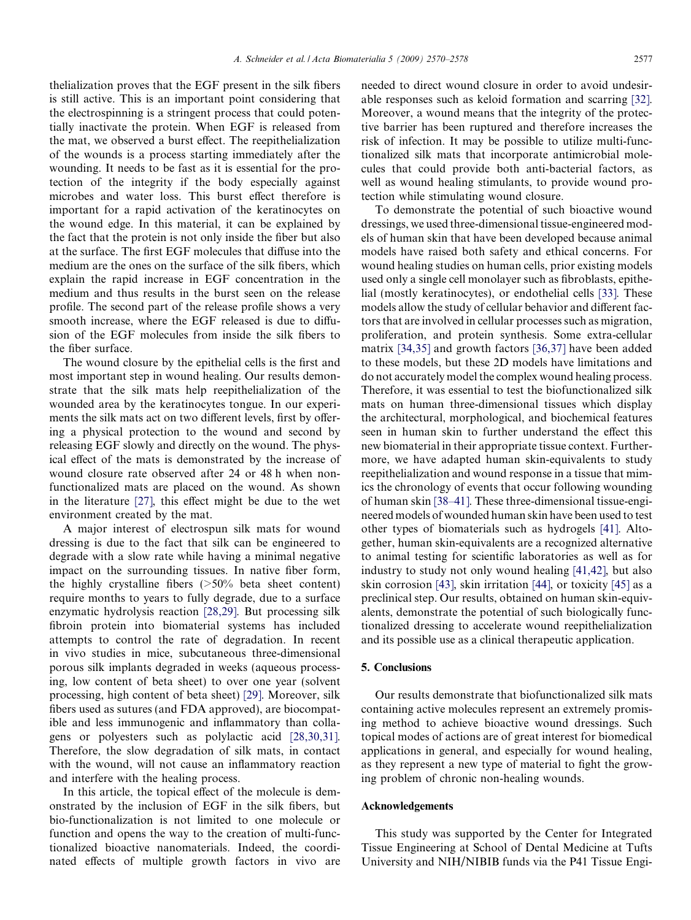thelialization proves that the EGF present in the silk fibers is still active. This is an important point considering that the electrospinning is a stringent process that could potentially inactivate the protein. When EGF is released from the mat, we observed a burst effect. The reepithelialization of the wounds is a process starting immediately after the wounding. It needs to be fast as it is essential for the protection of the integrity if the body especially against microbes and water loss. This burst effect therefore is important for a rapid activation of the keratinocytes on the wound edge. In this material, it can be explained by the fact that the protein is not only inside the fiber but also at the surface. The first EGF molecules that diffuse into the medium are the ones on the surface of the silk fibers, which explain the rapid increase in EGF concentration in the medium and thus results in the burst seen on the release profile. The second part of the release profile shows a very smooth increase, where the EGF released is due to diffusion of the EGF molecules from inside the silk fibers to the fiber surface.

The wound closure by the epithelial cells is the first and most important step in wound healing. Our results demonstrate that the silk mats help reepithelialization of the wounded area by the keratinocytes tongue. In our experiments the silk mats act on two different levels, first by offering a physical protection to the wound and second by releasing EGF slowly and directly on the wound. The physical effect of the mats is demonstrated by the increase of wound closure rate observed after 24 or 48 h when non-functionalized mats are placed on the wound. As shown in the literature [27], this effect might be due to the wet environment created by the mat.

A major interest of electrospun silk mats for wound dressing is due to the fact that silk can be engineered to degrade with a slow rate while having a minimal negative impact on the surrounding tissues. In native fiber form, the highly crystalline fibers (>50% beta sheet content) require months to years to fully degrade, due to a surface enzymatic hydrolysis reaction [28,29]. But processing silk fibroin protein into biomaterial systems has included attempts to control the rate of degradation. In recent in vivo studies in mice, subcutaneous three-dimensional porous silk implants degraded in weeks (aqueous processing, low content of beta sheet) to over one year (solvent processing, high content of beta sheet) [29]. Moreover, silk fibers used as sutures (and FDA approved), are biocompatible and less immunogenic and inflammatory than collagens or polyesters such as polylactic acid [28,30,31]. Therefore, the slow degradation of silk mats, in contact with the wound, will not cause an inflammatory reaction and interfere with the healing process.

In this article, the topical effect of the molecule is demonstrated by the inclusion of EGF in the silk fibers, but bio-functionalization is not limited to one molecule or function and opens the way to the creation of multi-functionalized bioactive nanomaterials. Indeed, the coordinated effects of multiple growth factors in vivo are needed to direct wound closure in order to avoid undesirable responses such as keloid formation and scarring [32]. Moreover, a wound means that the integrity of the protective barrier has been ruptured and therefore increases the risk of infection. It may be possible to utilize multi-functionalized silk mats that incorporate antimicrobial molecules that could provide both anti-bacterial factors, as well as wound healing stimulants, to provide wound protection while stimulating wound closure.

To demonstrate the potential of such bioactive wound dressings, we used three-dimensional tissue-engineered models of human skin that have been developed because animal models have raised both safety and ethical concerns. For wound healing studies on human cells, prior existing models used only a single cell monolayer such as fibroblasts, epithelial (mostly keratinocytes), or endothelial cells [33]. These models allow the study of cellular behavior and different factors that are involved in cellular processes such as migration, proliferation, and protein synthesis. Some extra-cellular matrix [34,35] and growth factors [36,37] have been added to these models, but these 2D models have limitations and do not accurately model the complex wound healing process. Therefore, it was essential to test the biofunctionalized silk mats on human three-dimensional tissues which display the architectural, morphological, and biochemical features seen in human skin to further understand the effect this new biomaterial in their appropriate tissue context. Furthermore, we have adapted human skin-equivalents to study reepithelialization and wound response in a tissue that mimics the chronology of events that occur following wounding of human skin [38–41]. These three-dimensional tissue-engineered models of wounded human skin have been used to test other types of biomaterials such as hydrogels [41]. Altogether, human skin-equivalents are a recognized alternative to animal testing for scientific laboratories as well as for industry to study not only wound healing [41,42], but also skin corrosion [43], skin irritation [44], or toxicity [45] as a preclinical step. Our results, obtained on human skin-equivalents, demonstrate the potential of such biologically functionalized dressing to accelerate wound reepithelialization and its possible use as a clinical therapeutic application.

## 5. Conclusions

Our results demonstrate that biofunctionalized silk mats containing active molecules represent an extremely promising method to achieve bioactive wound dressings. Such topical modes of actions are of great interest for biomedical applications in general, and especially for wound healing, as they represent a new type of material to fight the growing problem of chronic non-healing wounds.

## Acknowledgements

This study was supported by the Center for Integrated Tissue Engineering at School of Dental Medicine at Tufts University and NIH/NIBIB funds via the P41 Tissue Engi-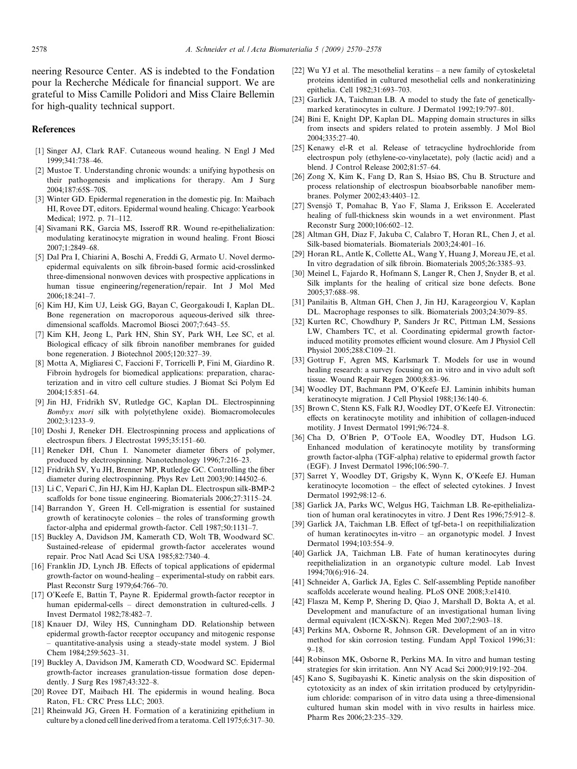neering Resource Center. AS is indebted to the Fondation pour la Recherche Médicale for financial support. We are grateful to Miss Camille Polidori and Miss Claire Bellemin for high-quality technical support.

## References

[1] Singer AJ, Clark RAF. Cutaneous wound healing. N Engl J Med 1999;341:738–46.

[2] Mustoe T. Understanding chronic wounds: a unifying hypothesis on their pathogenesis and implications for therapy. Am J Surg 2004;187:65S–70S.

[3] Winter GD. Epidermal regeneration in the domestic pig. In: Maibach HI, Rovee DT, editors. Epidermal wound healing. Chicago: Yearbook Medical; 1972. p. 71–112.

[4] Sivamani RK, Garcia MS, Isseroff RR. Wound re-epithelialization: modulating keratinocyte migration in wound healing. Front Biosci 2007;1:2849–68.

[5] Dal Pra I, Chiarini A, Boschi A, Freddi G, Armato U. Novel dermo-epidermal equivalents on silk fibroin-based formic acid-crosslinked three-dimensional nonwoven devices with prospective applications in human tissue engineering/regeneration/repair. Int J Mol Med 2006;18:241–7.

[6] Kim HJ, Kim UJ, Leisk GG, Bayan C, Georgakoudi I, Kaplan DL. Bone regeneration on macroporous aqueous-derived silk three-dimensional scaffolds. Macromol Biosci 2007;7:643–55.

[7] Kim KH, Jeong L, Park HN, Shin SY, Park WH, Lee SC, et al. Biological efficacy of silk fibroin nanofiber membranes for guided bone regeneration. J Biotechnol 2005;120:327–39.

[8] Motta A, Migliaresi C, Faccioni F, Torricelli P, Fini M, Giardino R. Fibroin hydrogels for biomedical applications: preparation, characterization and in vitro cell culture studies. J Biomat Sci Polym Ed 2004;15:851–64.

[9] Jin HJ, Fridrikh SV, Rutledge GC, Kaplan DL. Electrospinning *Bombyx mori* silk with poly(ethylene oxide). Biomacromolecules 2002;3:1233–9.

[10] Doshi J, Reneker DH. Electrospinning process and applications of electrospun fibers. J Electrostat 1995;35:151–60.

[11] Reneker DH, Chun I. Nanometer diameter fibers of polymer, produced by electrospinning. Nanotechnology 1996;7:216–23.

[12] Fridrikh SV, Yu JH, Brenner MP, Rutledge GC. Controlling the fiber diameter during electrospinning. Phys Rev Lett 2003;90:144502–6.

[13] Li C, Vepari C, Jin HJ, Kim HJ, Kaplan DL. Electrospun silk-BMP-2 scaffolds for bone tissue engineering. Biomaterials 2006;27:3115–24.

[14] Barrandon Y, Green H. Cell-migration is essential for sustained growth of keratinocyte colonies – the roles of transforming growth factor-alpha and epidermal growth-factor. Cell 1987;50:1131–7.

[15] Buckley A, Davidson JM, Kamerath CD, Wolt TB, Woodward SC. Sustained-release of epidermal growth-factor accelerates wound repair. Proc Natl Acad Sci USA 1985;82:7340–4.

[16] Franklin JD, Lynch JB. Effects of topical applications of epidermal growth-factor on wound-healing – experimental-study on rabbit ears. Plast Reconstr Surg 1979;64:766–70.

[17] O'Keefe E, Battin T, Payne R. Epidermal growth-factor receptor in human epidermal-cells – direct demonstration in cultured-cells. J Invest Dermatol 1982;78:482–7.

[18] Knauer DJ, Wiley HS, Cunningham DD. Relationship between epidermal growth-factor receptor occupancy and mitogenic response – quantitative-analysis using a steady-state model system. J Biol Chem 1984;259:5623–31.

[19] Buckley A, Davidson JM, Kamerath CD, Woodward SC. Epidermal growth-factor increases granulation-tissue formation dose dependently. J Surg Res 1987;43:322–8.

[20] Rovee DT, Maibach HI. The epidermis in wound healing. Boca Raton, FL: CRC Press LLC; 2003.

[21] Rheinwald JG, Green H. Formation of a keratinizing epithelium in culture by a cloned cell line derived from a teratoma. Cell 1975;6:317–30.

[22] Wu YJ et al. The mesothelial keratins – a new family of cytoskeletal proteins identified in cultured mesothelial cells and nonkeratinizing epithelia. Cell 1982;31:693–703.

[23] Garlick JA, Taichman LB. A model to study the fate of genetically-marked keratinocytes in culture. J Dermatol 1992;19:797–801.

[24] Bini E, Knight DP, Kaplan DL. Mapping domain structures in silks from insects and spiders related to protein assembly. J Mol Biol 2004;335:27–40.

[25] Kenawy el-R et al. Release of tetracycline hydrochloride from electrospun poly (ethylene-co-vinylacetate), poly (lactic acid) and a blend. J Control Release 2002;81:57–64.

[26] Zong X, Kim K, Fang D, Ran S, Hsiao BS, Chu B. Structure and process relationship of electrospun bioabsorbable nanofiber membranes. Polymer 2002;43:4403–12.

[27] Svensjö T, Pomahac B, Yao F, Slama J, Eriksson E. Accelerated healing of full-thickness skin wounds in a wet environment. Plast Reconstr Surg 2000;106:602–12.

[28] Altman GH, Diaz F, Jakuba C, Calabro T, Horan RL, Chen J, et al. Silk-based biomaterials. Biomaterials 2003;24:401–16.

[29] Horan RL, Antle K, Collette AL, Wang Y, Huang J, Moreau JE, et al. In vitro degradation of silk fibroin. Biomaterials 2005;26:3385–93.

[30] Meinel L, Fajardo R, Hofmann S, Langer R, Chen J, Snyder B, et al. Silk implants for the healing of critical size bone defects. Bone 2005;37:688–98.

[31] Panilaitis B, Altman GH, Chen J, Jin HJ, Karageorgiou V, Kaplan DL. Macrophage responses to silk. Biomaterials 2003;24:3079–85.

[32] Kurten RC, Chowdhury P, Sanders Jr RC, Pittman LM, Sessions LW, Chambers TC, et al. Coordinating epidermal growth factor-induced motility promotes efficient wound closure. Am J Physiol Cell Physiol 2005;288:C109–21.

[33] Gottrup F, Agren MS, Karlsmark T. Models for use in wound healing research: a survey focusing on in vitro and in vivo adult soft tissue. Wound Repair Regen 2000;8:83–96.

[34] Woodley DT, Bachmann PM, O'Keefe EJ. Laminin inhibits human keratinocyte migration. J Cell Physiol 1988;136:140–6.

[35] Brown C, Stenn KS, Falk RJ, Woodley DT, O'Keefe EJ. Vitronectin: effects on keratinocyte motility and inhibition of collagen-induced motility. J Invest Dermatol 1991;96:724–8.

[36] Cha D, O'Brien P, O'Toole EA, Woodley DT, Hudson LG. Enhanced modulation of keratinocyte motility by transforming growth factor-alpha (TGF-alpha) relative to epidermal growth factor (EGF). J Invest Dermatol 1996;106:590–7.

[37] Sarret Y, Woodley DT, Grigsby K, Wynn K, O'Keefe EJ. Human keratinocyte locomotion – the effect of selected cytokines. J Invest Dermatol 1992;98:12–6.

[38] Garlick JA, Parks WC, Welgus HG, Taichman LB. Re-epithelialization of human oral keratinocytes in vitro. J Dent Res 1996;75:912–8.

[39] Garlick JA, Taichman LB. Effect of tgf-beta-1 on reepithilialization of human keratinocytes in-vitro – an organotypic model. J Invest Dermatol 1994;103:554–9.

[40] Garlick JA, Taichman LB. Fate of human keratinocytes during reepithelialization in an organotypic culture model. Lab Invest 1994;70(6):916–24.

[41] Schneider A, Garlick JA, Egles C. Self-assembling Peptide nanofiber scaffolds accelerate wound healing. PLoS ONE 2008;3:e1410.

[42] Flasza M, Kemp P, Shering D, Qiao J, Marshall D, Bokta A, et al. Development and manufacture of an investigational human living dermal equivalent (ICX-SKN). Regen Med 2007;2:903–18.

[43] Perkins MA, Osborne R, Johnson GR. Development of an in vitro method for skin corrosion testing. Fundam Appl Toxicol 1996;31: 9–18.

[44] Robinson MK, Osborne R, Perkins MA. In vitro and human testing strategies for skin irritation. Ann NY Acad Sci 2000;919:192–204.

[45] Kano S, Sugibayashi K. Kinetic analysis on the skin disposition of cytotoxicity as an index of skin irritation produced by cetylpyridinium chloride: comparison of in vitro data using a three-dimensional cultured human skin model with in vivo results in hairless mice. Pharm Res 2006;23:235–329.